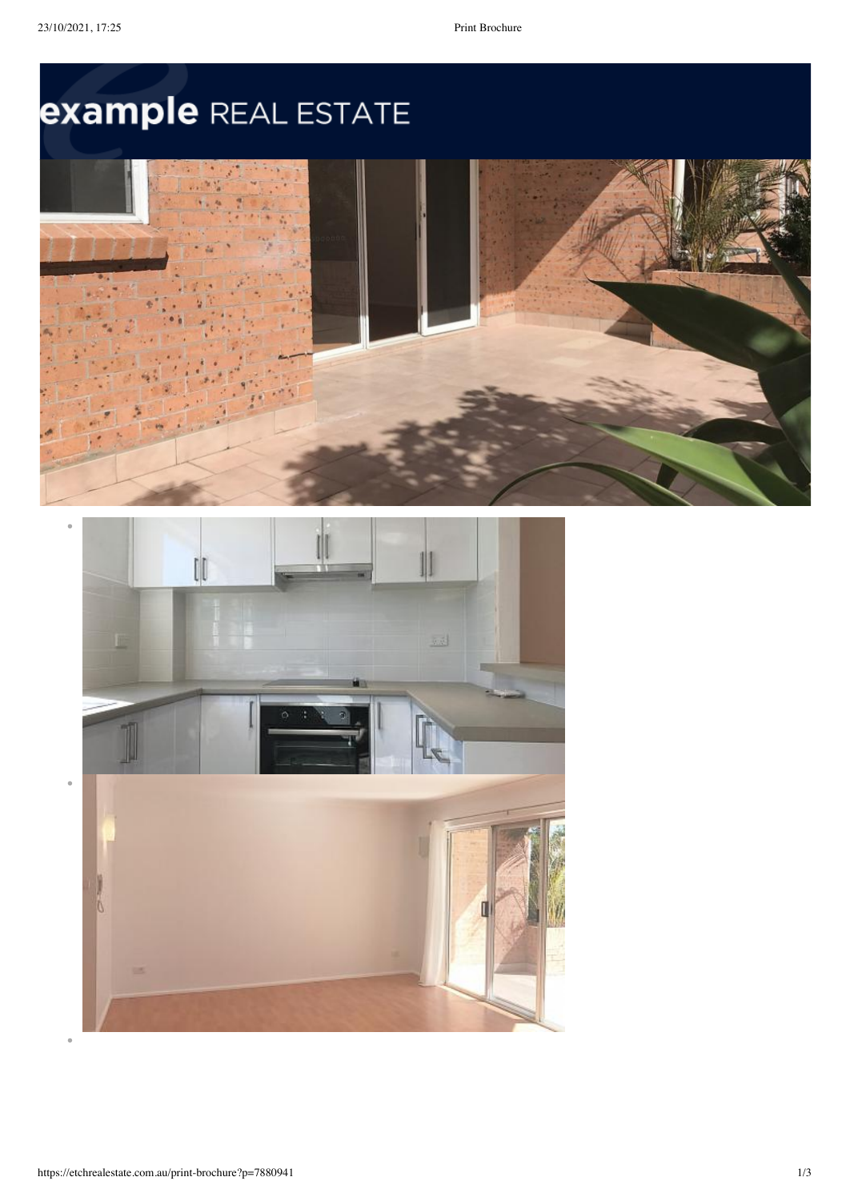# example REAL ESTATE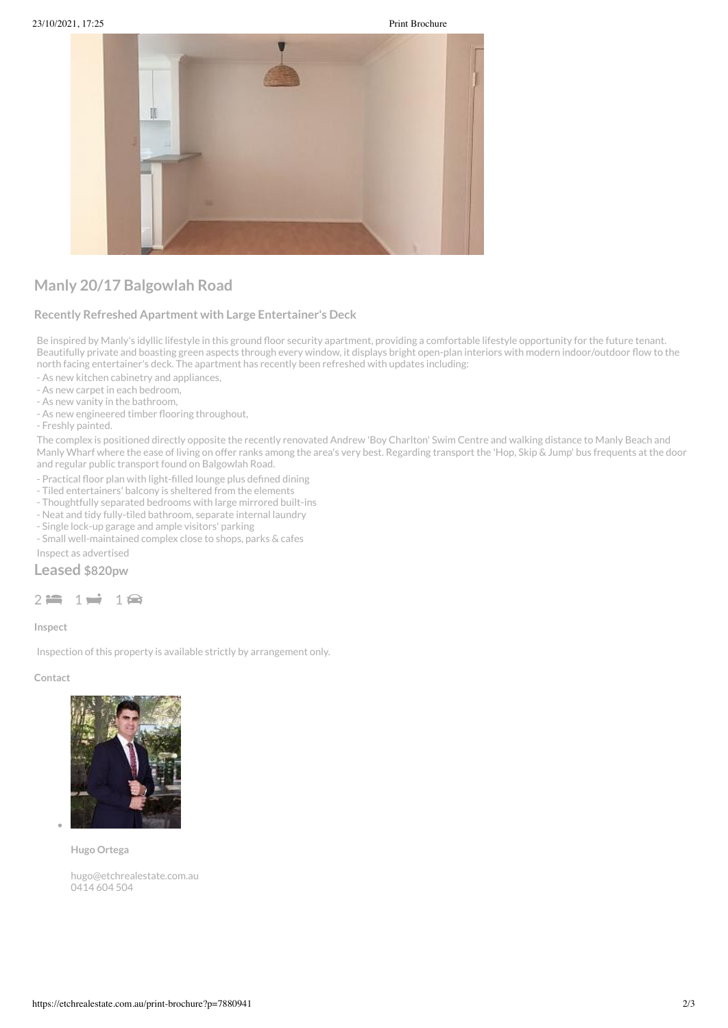## Manly 20/17 Balgowlah Road

### Recently Refreshed Apartment with Large Entertainer's Deck

Be inspired by Manly's idyllic lifestyle in this ground floor security apartment, providing a comfortable lifestyle opportunity for the future tenant. Beautifully private and boasting green aspects through every window, it displays bright open-plan interiors with modern indoor/outdoor flow to the north facing entertainer's deck. The apartment has recently been refreshed with updates including:

- As new kitchen cabinetry and appliances,
- As new carpet in each bedroom,
- As new vanity in the bathroom,
- As new engineered timber flooring throughout,
- Freshly painted.

The complex is positioned directly opposite the recently renovated Andrew 'Boy Charlton' Swim Centre and walking distance to Manly Beach and Manly Wharf where the ease of living on offer ranks among the area's very best. Regarding transport the 'Hop, Skip & Jump' bus frequents at the door and regular public transport found on Balgowlah Road.

- Practical floor plan with light-filled lounge plus defined dining
- Tiled entertainers' balcony is sheltered from the elements
- Thoughtfully separated bedrooms with large mirrored built-ins
- Neat and tidy fully-tiled bathroom, separate internal laundry
- Single lock-up garage and ample visitors' parking
- Small well-maintained complex close to shops, parks & cafes

Inspect as advertised

**Leased** $820pw

2 1 1

**Inspect**

Inspection of this property is available strictly by arrangement only.

**Contact**

**Hugo Ortega**

hugo@etchrealestate.com.au
0414 604 504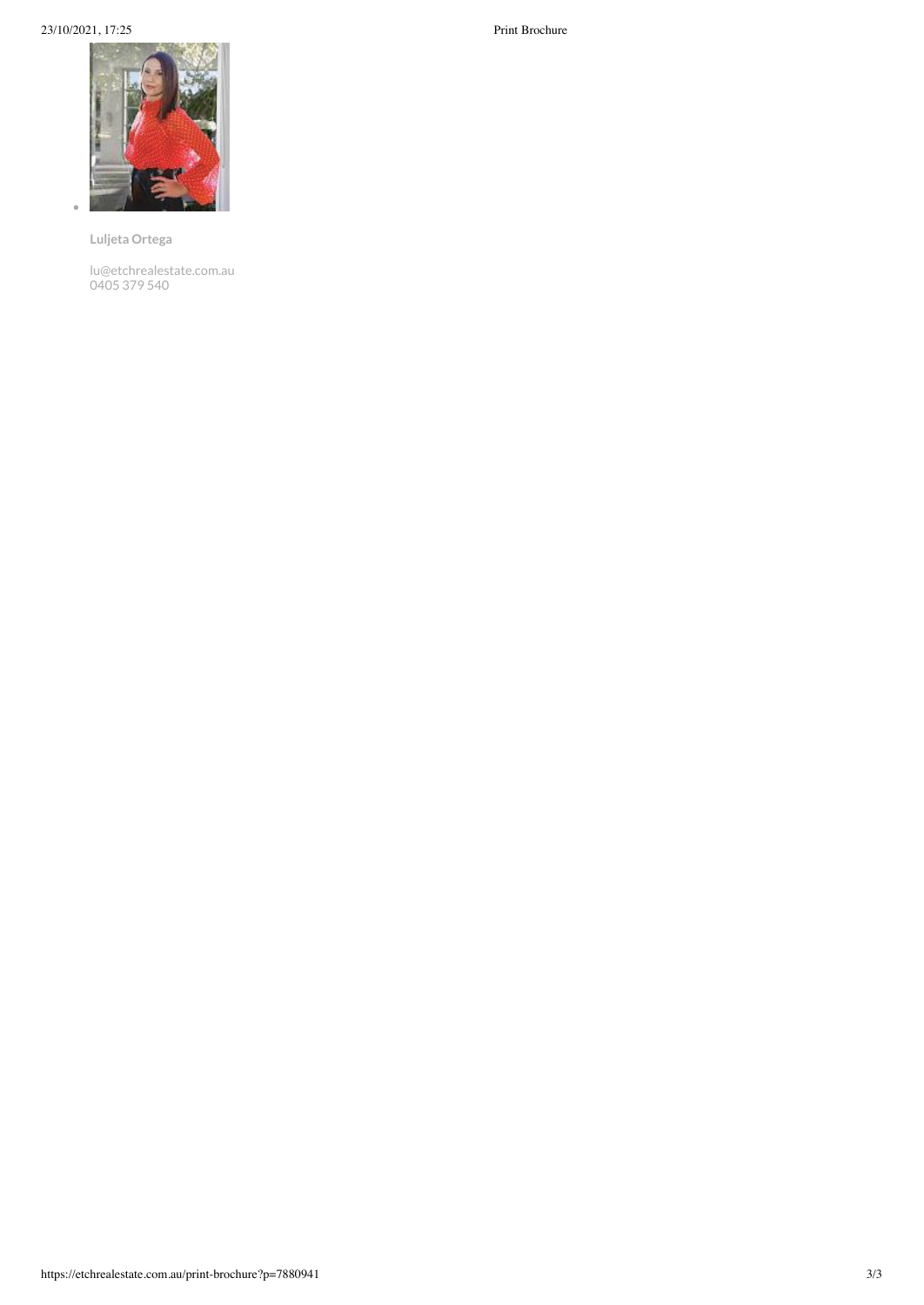- **Luljeta Ortega**

  lu@etchrealestate.com.au
  0405 379 540